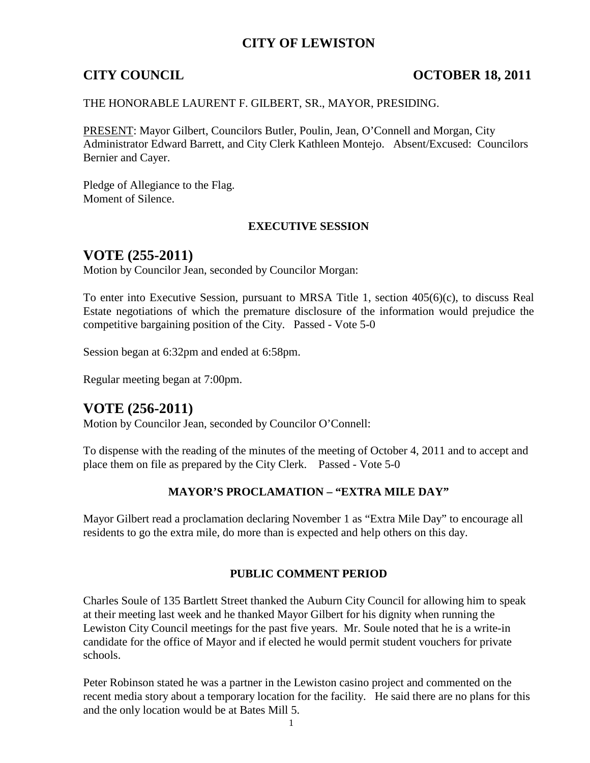# CITY OF LEWISTON

## CITY COUNCIL OCTOBER 18, 2011

THE HONORABLE LAURENT F. GILBERT, SR., MAYOR, PRESIDING.

PRESENT: Mayor Gilbert, Councilors Butler, Poulin, Jean, O'Connell and Morgan, City Administrator Edward Barrett, and City Clerk Kathleen Montejo. Absent/Excused: Councilors Bernier and Cayer.

Pledge of Allegiance to the Flag.
Moment of Silence.

### EXECUTIVE SESSION

## VOTE (255-2011)

Motion by Councilor Jean, seconded by Councilor Morgan:

To enter into Executive Session, pursuant to MRSA Title 1, section 405(6)(c), to discuss Real Estate negotiations of which the premature disclosure of the information would prejudice the competitive bargaining position of the City. Passed - Vote 5-0

Session began at 6:32pm and ended at 6:58pm.

Regular meeting began at 7:00pm.

## VOTE (256-2011)

Motion by Councilor Jean, seconded by Councilor O'Connell:

To dispense with the reading of the minutes of the meeting of October 4, 2011 and to accept and place them on file as prepared by the City Clerk. Passed - Vote 5-0

### MAYOR'S PROCLAMATION – "EXTRA MILE DAY"

Mayor Gilbert read a proclamation declaring November 1 as "Extra Mile Day" to encourage all residents to go the extra mile, do more than is expected and help others on this day.

### PUBLIC COMMENT PERIOD

Charles Soule of 135 Bartlett Street thanked the Auburn City Council for allowing him to speak at their meeting last week and he thanked Mayor Gilbert for his dignity when running the Lewiston City Council meetings for the past five years. Mr. Soule noted that he is a write-in candidate for the office of Mayor and if elected he would permit student vouchers for private schools.

Peter Robinson stated he was a partner in the Lewiston casino project and commented on the recent media story about a temporary location for the facility. He said there are no plans for this and the only location would be at Bates Mill 5.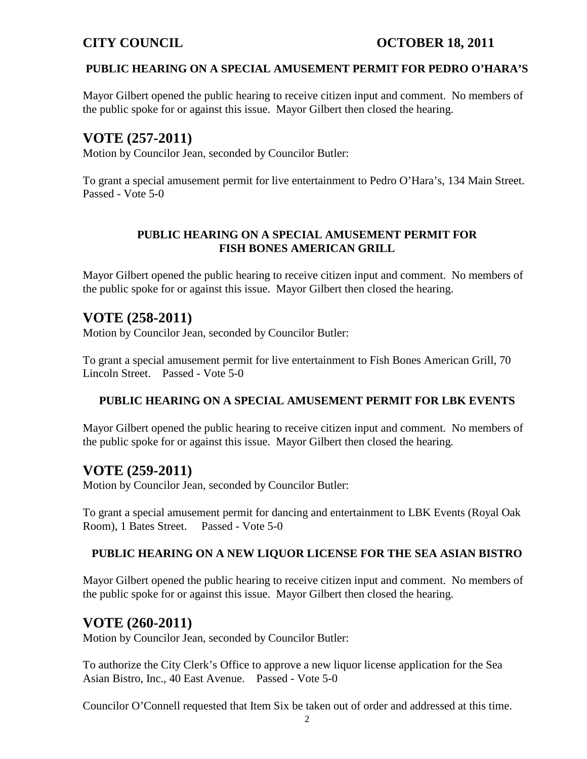**PUBLIC HEARING ON A SPECIAL AMUSEMENT PERMIT FOR PEDRO O'HARA'S**

Mayor Gilbert opened the public hearing to receive citizen input and comment. No members of the public spoke for or against this issue. Mayor Gilbert then closed the hearing.

## VOTE (257-2011)

Motion by Councilor Jean, seconded by Councilor Butler:

To grant a special amusement permit for live entertainment to Pedro O'Hara's, 134 Main Street. Passed - Vote 5-0

**PUBLIC HEARING ON A SPECIAL AMUSEMENT PERMIT FOR FISH BONES AMERICAN GRILL**

Mayor Gilbert opened the public hearing to receive citizen input and comment. No members of the public spoke for or against this issue. Mayor Gilbert then closed the hearing.

## VOTE (258-2011)

Motion by Councilor Jean, seconded by Councilor Butler:

To grant a special amusement permit for live entertainment to Fish Bones American Grill, 70 Lincoln Street. Passed - Vote 5-0

**PUBLIC HEARING ON A SPECIAL AMUSEMENT PERMIT FOR LBK EVENTS**

Mayor Gilbert opened the public hearing to receive citizen input and comment. No members of the public spoke for or against this issue. Mayor Gilbert then closed the hearing.

## VOTE (259-2011)

Motion by Councilor Jean, seconded by Councilor Butler:

To grant a special amusement permit for dancing and entertainment to LBK Events (Royal Oak Room), 1 Bates Street. Passed - Vote 5-0

**PUBLIC HEARING ON A NEW LIQUOR LICENSE FOR THE SEA ASIAN BISTRO**

Mayor Gilbert opened the public hearing to receive citizen input and comment. No members of the public spoke for or against this issue. Mayor Gilbert then closed the hearing.

## VOTE (260-2011)

Motion by Councilor Jean, seconded by Councilor Butler:

To authorize the City Clerk's Office to approve a new liquor license application for the Sea Asian Bistro, Inc., 40 East Avenue. Passed - Vote 5-0

Councilor O'Connell requested that Item Six be taken out of order and addressed at this time.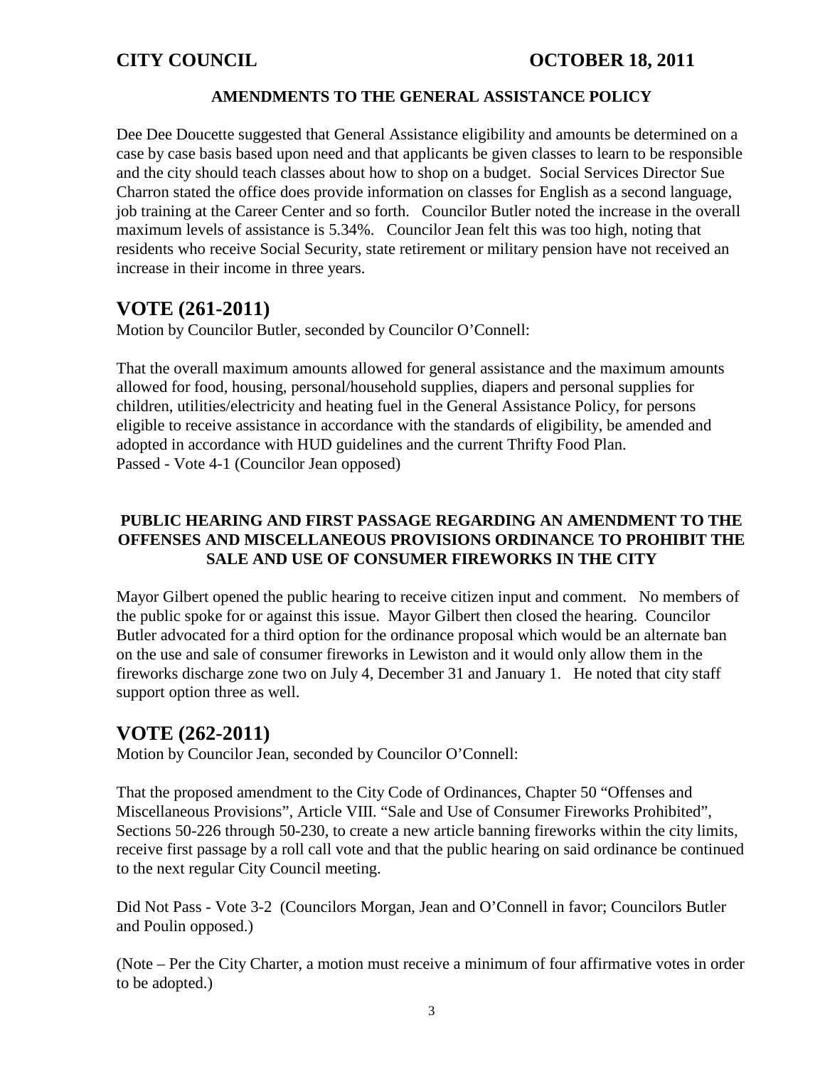### AMENDMENTS TO THE GENERAL ASSISTANCE POLICY

Dee Dee Doucette suggested that General Assistance eligibility and amounts be determined on a case by case basis based upon need and that applicants be given classes to learn to be responsible and the city should teach classes about how to shop on a budget. Social Services Director Sue Charron stated the office does provide information on classes for English as a second language, job training at the Career Center and so forth. Councilor Butler noted the increase in the overall maximum levels of assistance is 5.34%. Councilor Jean felt this was too high, noting that residents who receive Social Security, state retirement or military pension have not received an increase in their income in three years.

## VOTE (261-2011)

Motion by Councilor Butler, seconded by Councilor O'Connell:

That the overall maximum amounts allowed for general assistance and the maximum amounts allowed for food, housing, personal/household supplies, diapers and personal supplies for children, utilities/electricity and heating fuel in the General Assistance Policy, for persons eligible to receive assistance in accordance with the standards of eligibility, be amended and adopted in accordance with HUD guidelines and the current Thrifty Food Plan.
Passed - Vote 4-1 (Councilor Jean opposed)

### PUBLIC HEARING AND FIRST PASSAGE REGARDING AN AMENDMENT TO THE OFFENSES AND MISCELLANEOUS PROVISIONS ORDINANCE TO PROHIBIT THE SALE AND USE OF CONSUMER FIREWORKS IN THE CITY

Mayor Gilbert opened the public hearing to receive citizen input and comment. No members of the public spoke for or against this issue. Mayor Gilbert then closed the hearing. Councilor Butler advocated for a third option for the ordinance proposal which would be an alternate ban on the use and sale of consumer fireworks in Lewiston and it would only allow them in the fireworks discharge zone two on July 4, December 31 and January 1. He noted that city staff support option three as well.

## VOTE (262-2011)

Motion by Councilor Jean, seconded by Councilor O'Connell:

That the proposed amendment to the City Code of Ordinances, Chapter 50 "Offenses and Miscellaneous Provisions", Article VIII. "Sale and Use of Consumer Fireworks Prohibited", Sections 50-226 through 50-230, to create a new article banning fireworks within the city limits, receive first passage by a roll call vote and that the public hearing on said ordinance be continued to the next regular City Council meeting.

Did Not Pass - Vote 3-2 (Councilors Morgan, Jean and O'Connell in favor; Councilors Butler and Poulin opposed.)

(Note – Per the City Charter, a motion must receive a minimum of four affirmative votes in order to be adopted.)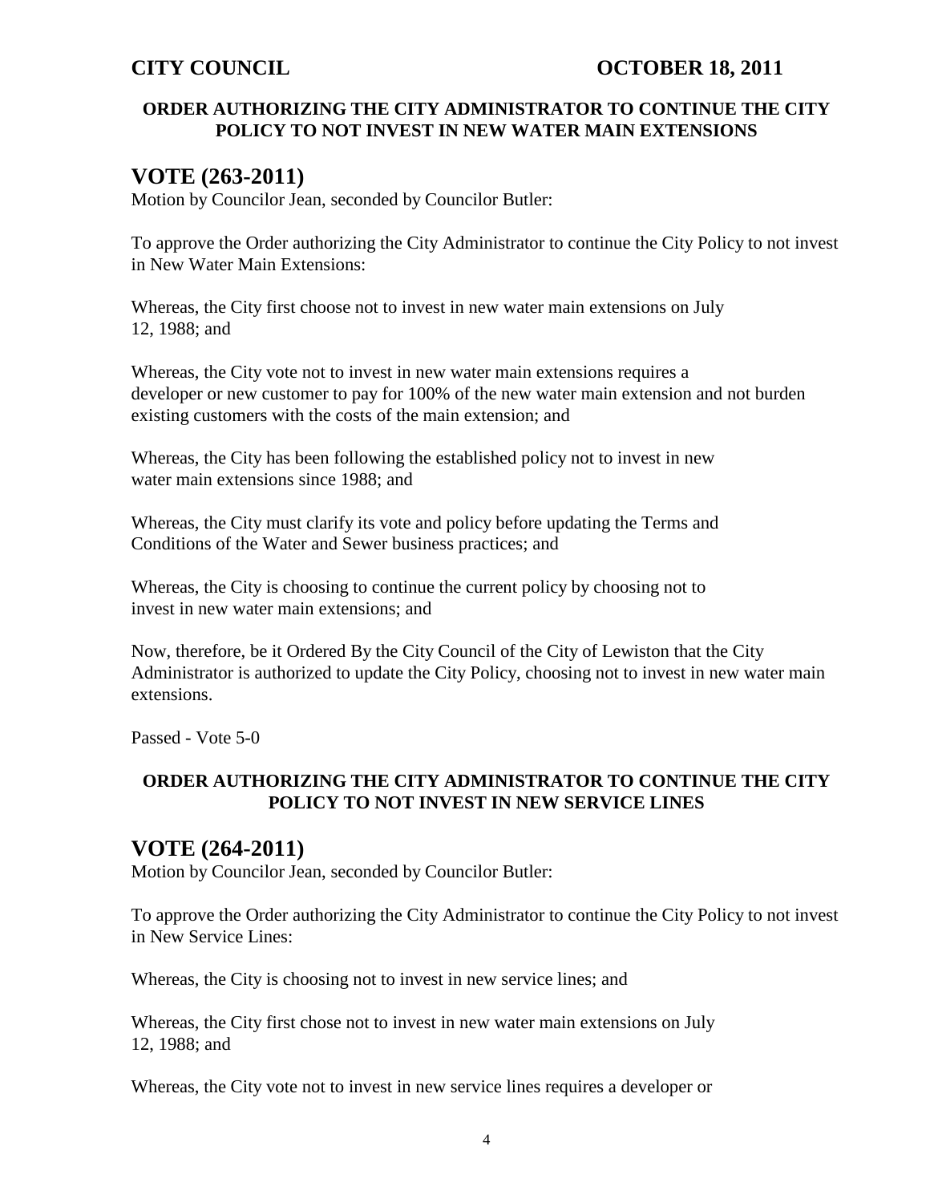**ORDER AUTHORIZING THE CITY ADMINISTRATOR TO CONTINUE THE CITY POLICY TO NOT INVEST IN NEW WATER MAIN EXTENSIONS**

## VOTE (263-2011)

Motion by Councilor Jean, seconded by Councilor Butler:

To approve the Order authorizing the City Administrator to continue the City Policy to not invest in New Water Main Extensions:

Whereas, the City first choose not to invest in new water main extensions on July 12, 1988; and

Whereas, the City vote not to invest in new water main extensions requires a developer or new customer to pay for 100% of the new water main extension and not burden existing customers with the costs of the main extension; and

Whereas, the City has been following the established policy not to invest in new water main extensions since 1988; and

Whereas, the City must clarify its vote and policy before updating the Terms and Conditions of the Water and Sewer business practices; and

Whereas, the City is choosing to continue the current policy by choosing not to invest in new water main extensions; and

Now, therefore, be it Ordered By the City Council of the City of Lewiston that the City Administrator is authorized to update the City Policy, choosing not to invest in new water main extensions.

Passed - Vote 5-0

**ORDER AUTHORIZING THE CITY ADMINISTRATOR TO CONTINUE THE CITY POLICY TO NOT INVEST IN NEW SERVICE LINES**

## VOTE (264-2011)

Motion by Councilor Jean, seconded by Councilor Butler:

To approve the Order authorizing the City Administrator to continue the City Policy to not invest in New Service Lines:

Whereas, the City is choosing not to invest in new service lines; and

Whereas, the City first chose not to invest in new water main extensions on July 12, 1988; and

Whereas, the City vote not to invest in new service lines requires a developer or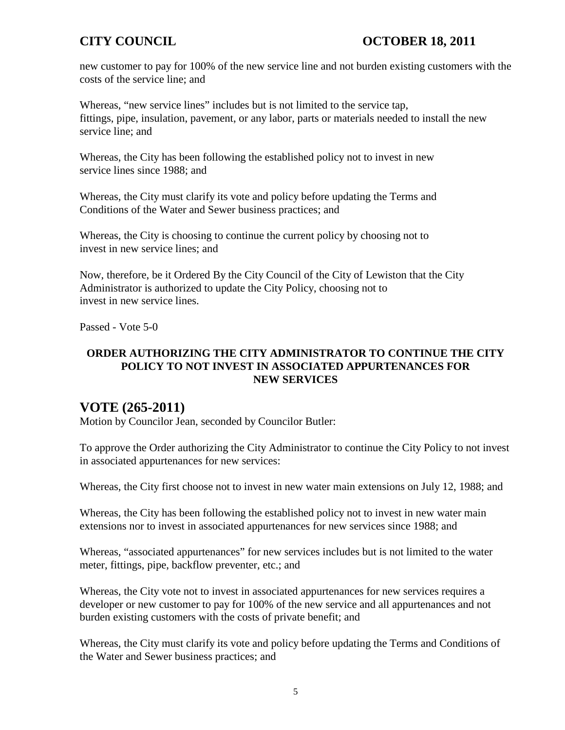new customer to pay for 100% of the new service line and not burden existing customers with the costs of the service line; and

Whereas, "new service lines" includes but is not limited to the service tap, fittings, pipe, insulation, pavement, or any labor, parts or materials needed to install the new service line; and

Whereas, the City has been following the established policy not to invest in new service lines since 1988; and

Whereas, the City must clarify its vote and policy before updating the Terms and Conditions of the Water and Sewer business practices; and

Whereas, the City is choosing to continue the current policy by choosing not to invest in new service lines; and

Now, therefore, be it Ordered By the City Council of the City of Lewiston that the City Administrator is authorized to update the City Policy, choosing not to invest in new service lines.

Passed - Vote 5-0

**ORDER AUTHORIZING THE CITY ADMINISTRATOR TO CONTINUE THE CITY POLICY TO NOT INVEST IN ASSOCIATED APPURTENANCES FOR NEW SERVICES**

## VOTE (265-2011)

Motion by Councilor Jean, seconded by Councilor Butler:

To approve the Order authorizing the City Administrator to continue the City Policy to not invest in associated appurtenances for new services:

Whereas, the City first choose not to invest in new water main extensions on July 12, 1988; and

Whereas, the City has been following the established policy not to invest in new water main extensions nor to invest in associated appurtenances for new services since 1988; and

Whereas, "associated appurtenances" for new services includes but is not limited to the water meter, fittings, pipe, backflow preventer, etc.; and

Whereas, the City vote not to invest in associated appurtenances for new services requires a developer or new customer to pay for 100% of the new service and all appurtenances and not burden existing customers with the costs of private benefit; and

Whereas, the City must clarify its vote and policy before updating the Terms and Conditions of the Water and Sewer business practices; and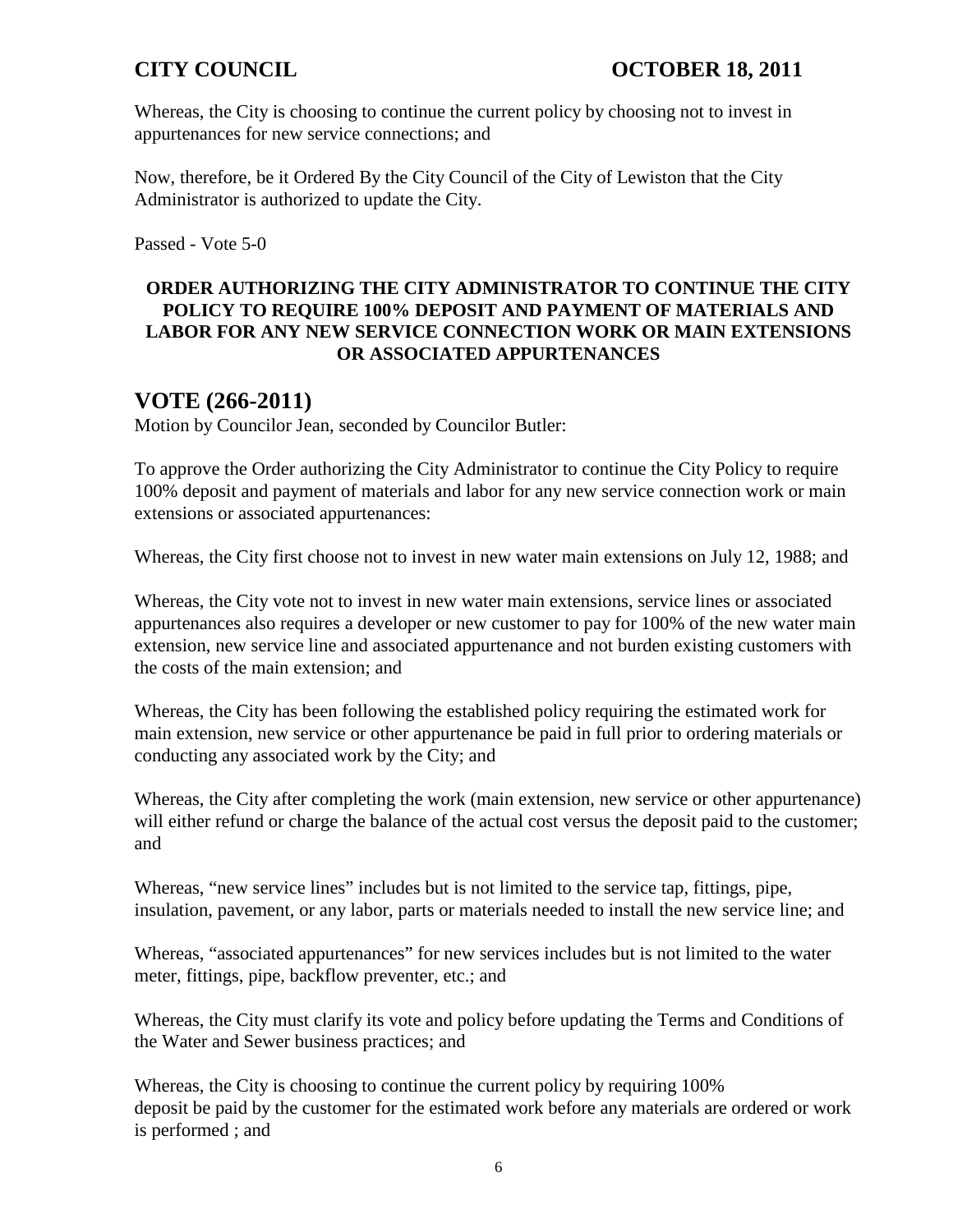Whereas, the City is choosing to continue the current policy by choosing not to invest in appurtenances for new service connections; and

Now, therefore, be it Ordered By the City Council of the City of Lewiston that the City Administrator is authorized to update the City.

Passed - Vote 5-0

**ORDER AUTHORIZING THE CITY ADMINISTRATOR TO CONTINUE THE CITY POLICY TO REQUIRE 100% DEPOSIT AND PAYMENT OF MATERIALS AND LABOR FOR ANY NEW SERVICE CONNECTION WORK OR MAIN EXTENSIONS OR ASSOCIATED APPURTENANCES**

## VOTE (266-2011)

Motion by Councilor Jean, seconded by Councilor Butler:

To approve the Order authorizing the City Administrator to continue the City Policy to require 100% deposit and payment of materials and labor for any new service connection work or main extensions or associated appurtenances:

Whereas, the City first choose not to invest in new water main extensions on July 12, 1988; and

Whereas, the City vote not to invest in new water main extensions, service lines or associated appurtenances also requires a developer or new customer to pay for 100% of the new water main extension, new service line and associated appurtenance and not burden existing customers with the costs of the main extension; and

Whereas, the City has been following the established policy requiring the estimated work for main extension, new service or other appurtenance be paid in full prior to ordering materials or conducting any associated work by the City; and

Whereas, the City after completing the work (main extension, new service or other appurtenance) will either refund or charge the balance of the actual cost versus the deposit paid to the customer; and

Whereas, "new service lines" includes but is not limited to the service tap, fittings, pipe, insulation, pavement, or any labor, parts or materials needed to install the new service line; and

Whereas, "associated appurtenances" for new services includes but is not limited to the water meter, fittings, pipe, backflow preventer, etc.; and

Whereas, the City must clarify its vote and policy before updating the Terms and Conditions of the Water and Sewer business practices; and

Whereas, the City is choosing to continue the current policy by requiring 100% deposit be paid by the customer for the estimated work before any materials are ordered or work is performed ; and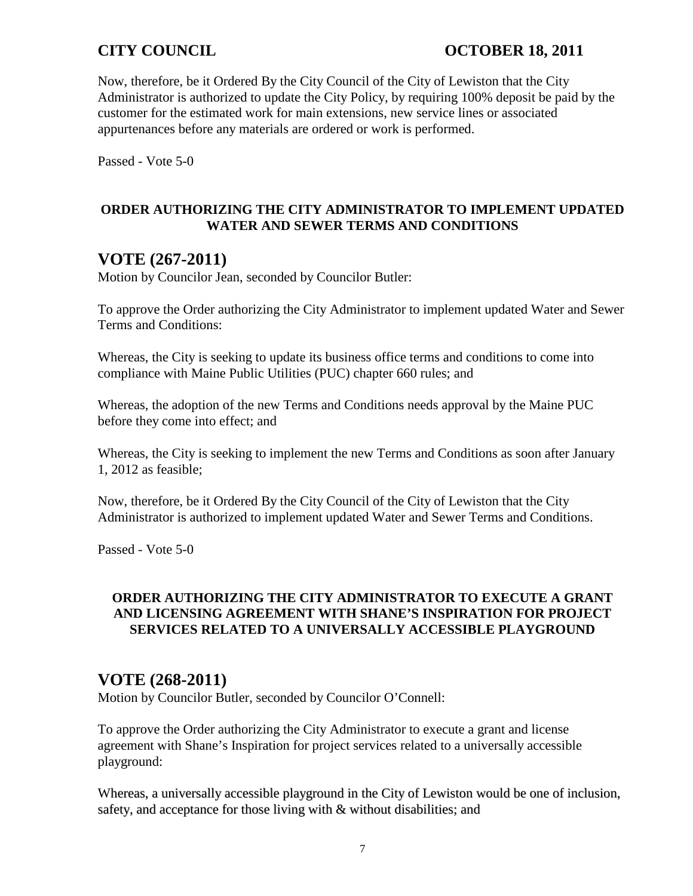Now, therefore, be it Ordered By the City Council of the City of Lewiston that the City Administrator is authorized to update the City Policy, by requiring 100% deposit be paid by the customer for the estimated work for main extensions, new service lines or associated appurtenances before any materials are ordered or work is performed.

Passed - Vote 5-0

**ORDER AUTHORIZING THE CITY ADMINISTRATOR TO IMPLEMENT UPDATED WATER AND SEWER TERMS AND CONDITIONS**

## VOTE (267-2011)

Motion by Councilor Jean, seconded by Councilor Butler:

To approve the Order authorizing the City Administrator to implement updated Water and Sewer Terms and Conditions:

Whereas, the City is seeking to update its business office terms and conditions to come into compliance with Maine Public Utilities (PUC) chapter 660 rules; and

Whereas, the adoption of the new Terms and Conditions needs approval by the Maine PUC before they come into effect; and

Whereas, the City is seeking to implement the new Terms and Conditions as soon after January 1, 2012 as feasible;

Now, therefore, be it Ordered By the City Council of the City of Lewiston that the City Administrator is authorized to implement updated Water and Sewer Terms and Conditions.

Passed - Vote 5-0

**ORDER AUTHORIZING THE CITY ADMINISTRATOR TO EXECUTE A GRANT AND LICENSING AGREEMENT WITH SHANE'S INSPIRATION FOR PROJECT SERVICES RELATED TO A UNIVERSALLY ACCESSIBLE PLAYGROUND**

## VOTE (268-2011)

Motion by Councilor Butler, seconded by Councilor O'Connell:

To approve the Order authorizing the City Administrator to execute a grant and license agreement with Shane's Inspiration for project services related to a universally accessible playground:

Whereas, a universally accessible playground in the City of Lewiston would be one of inclusion, safety, and acceptance for those living with & without disabilities; and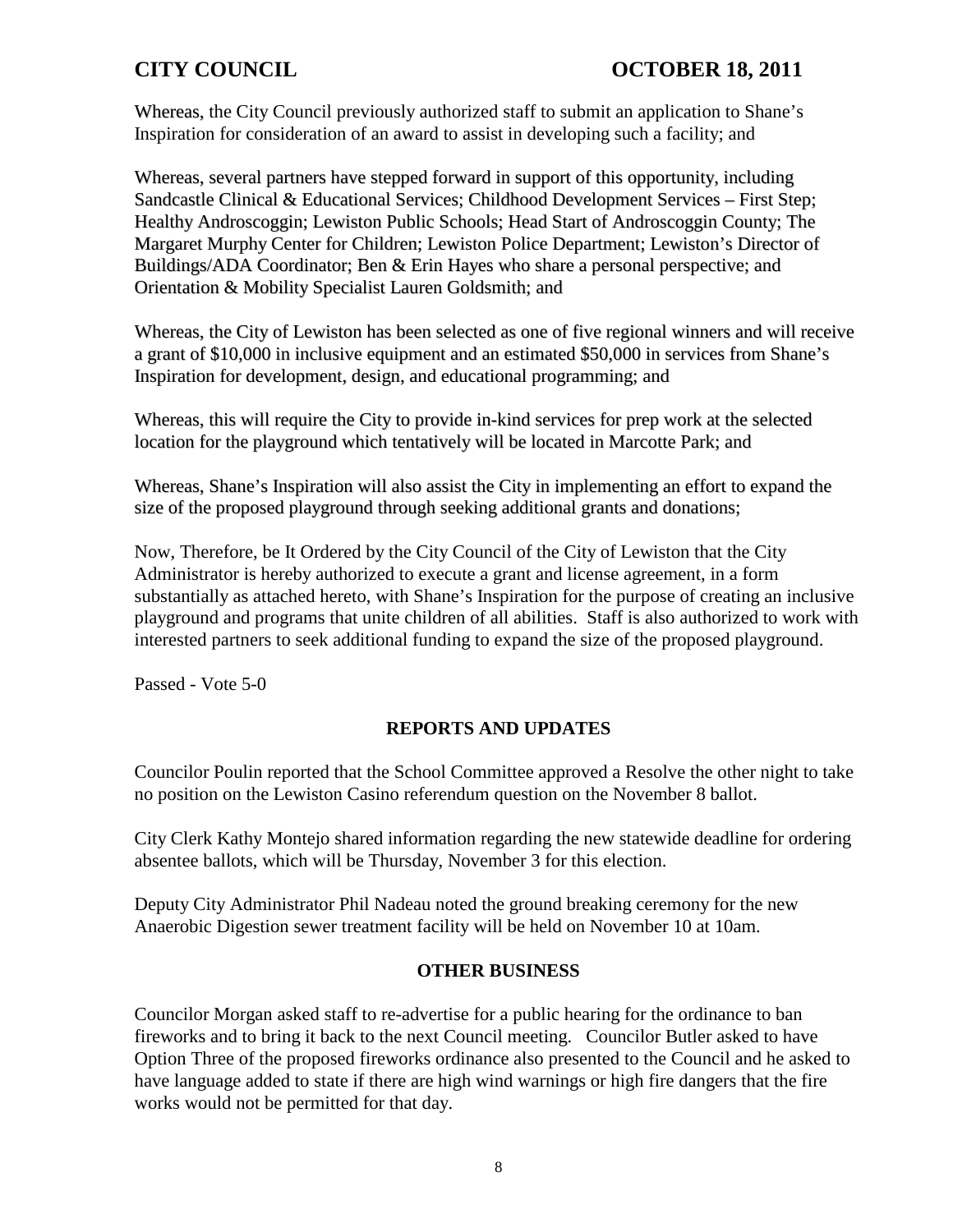Whereas, the City Council previously authorized staff to submit an application to Shane's Inspiration for consideration of an award to assist in developing such a facility; and

Whereas, several partners have stepped forward in support of this opportunity, including Sandcastle Clinical & Educational Services; Childhood Development Services – First Step; Healthy Androscoggin; Lewiston Public Schools; Head Start of Androscoggin County; The Margaret Murphy Center for Children; Lewiston Police Department; Lewiston's Director of Buildings/ADA Coordinator; Ben & Erin Hayes who share a personal perspective; and Orientation & Mobility Specialist Lauren Goldsmith; and

Whereas, the City of Lewiston has been selected as one of five regional winners and will receive a grant of $10,000 in inclusive equipment and an estimated $50,000 in services from Shane's Inspiration for development, design, and educational programming; and

Whereas, this will require the City to provide in-kind services for prep work at the selected location for the playground which tentatively will be located in Marcotte Park; and

Whereas, Shane's Inspiration will also assist the City in implementing an effort to expand the size of the proposed playground through seeking additional grants and donations;

Now, Therefore, be It Ordered by the City Council of the City of Lewiston that the City Administrator is hereby authorized to execute a grant and license agreement, in a form substantially as attached hereto, with Shane's Inspiration for the purpose of creating an inclusive playground and programs that unite children of all abilities. Staff is also authorized to work with interested partners to seek additional funding to expand the size of the proposed playground.

Passed - Vote 5-0

## REPORTS AND UPDATES

Councilor Poulin reported that the School Committee approved a Resolve the other night to take no position on the Lewiston Casino referendum question on the November 8 ballot.

City Clerk Kathy Montejo shared information regarding the new statewide deadline for ordering absentee ballots, which will be Thursday, November 3 for this election.

Deputy City Administrator Phil Nadeau noted the ground breaking ceremony for the new Anaerobic Digestion sewer treatment facility will be held on November 10 at 10am.

## OTHER BUSINESS

Councilor Morgan asked staff to re-advertise for a public hearing for the ordinance to ban fireworks and to bring it back to the next Council meeting. Councilor Butler asked to have Option Three of the proposed fireworks ordinance also presented to the Council and he asked to have language added to state if there are high wind warnings or high fire dangers that the fire works would not be permitted for that day.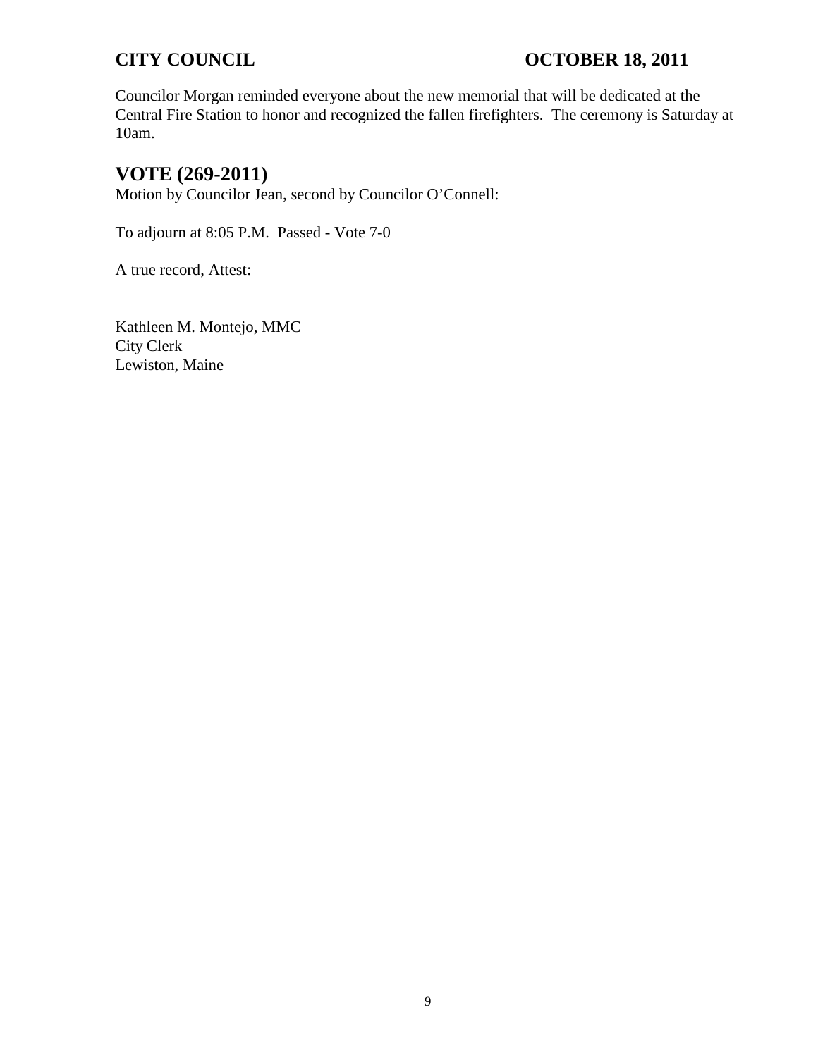Councilor Morgan reminded everyone about the new memorial that will be dedicated at the Central Fire Station to honor and recognized the fallen firefighters. The ceremony is Saturday at 10am.

## VOTE (269-2011)

Motion by Councilor Jean, second by Councilor O'Connell:

To adjourn at 8:05 P.M. Passed - Vote 7-0

A true record, Attest:

Kathleen M. Montejo, MMC
City Clerk
Lewiston, Maine